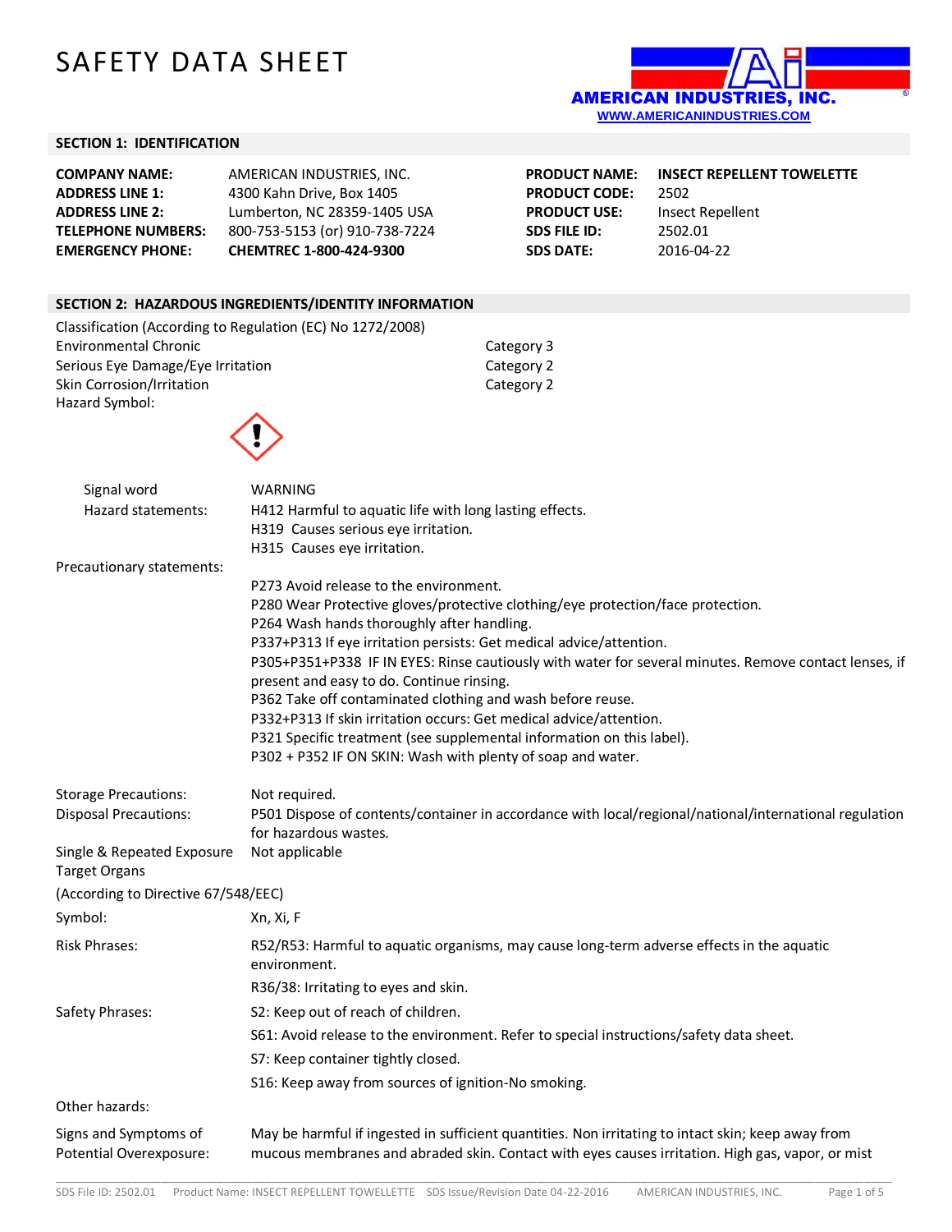# SAFETY DATA SHEET

AMERICAN INDUSTRIES, INC.
WWW.AMERICANINDUSTRIES.COM

## SECTION 1: IDENTIFICATION

| | | | |
|---|---|---|---|
| **COMPANY NAME:** | AMERICAN INDUSTRIES, INC. | **PRODUCT NAME:** | **INSECT REPELLENT TOWELETTE** |
| **ADDRESS LINE 1:** | 4300 Kahn Drive, Box 1405 | **PRODUCT CODE:** | 2502 |
| **ADDRESS LINE 2:** | Lumberton, NC 28359-1405 USA | **PRODUCT USE:** | Insect Repellent |
| **TELEPHONE NUMBERS:** | 800-753-5153 (or) 910-738-7224 | **SDS FILE ID:** | 2502.01 |
| **EMERGENCY PHONE:** | **CHEMTREC 1-800-424-9300** | **SDS DATE:** | 2016-04-22 |

## SECTION 2: HAZARDOUS INGREDIENTS/IDENTITY INFORMATION

Classification (According to Regulation (EC) No 1272/2008)

| | |
|---|---|
| Environmental Chronic | Category 3 |
| Serious Eye Damage/Eye Irritation | Category 2 |
| Skin Corrosion/Irritation | Category 2 |

Hazard Symbol:

Signal word: WARNING

Hazard statements:
- H412 Harmful to aquatic life with long lasting effects.
- H319 Causes serious eye irritation.
- H315 Causes eye irritation.

Precautionary statements:
- P273 Avoid release to the environment.
- P280 Wear Protective gloves/protective clothing/eye protection/face protection.
- P264 Wash hands thoroughly after handling.
- P337+P313 If eye irritation persists: Get medical advice/attention.
- P305+P351+P338 IF IN EYES: Rinse cautiously with water for several minutes. Remove contact lenses, if present and easy to do. Continue rinsing.
- P362 Take off contaminated clothing and wash before reuse.
- P332+P313 If skin irritation occurs: Get medical advice/attention.
- P321 Specific treatment (see supplemental information on this label).
- P302 + P352 IF ON SKIN: Wash with plenty of soap and water.

Storage Precautions: Not required.

Disposal Precautions: P501 Dispose of contents/container in accordance with local/regional/national/international regulation for hazardous wastes.

Single & Repeated Exposure Target Organs: Not applicable

(According to Directive 67/548/EEC)

Symbol: Xn, Xi, F

Risk Phrases:
- R52/R53: Harmful to aquatic organisms, may cause long-term adverse effects in the aquatic environment.
- R36/38: Irritating to eyes and skin.

Safety Phrases:
- S2: Keep out of reach of children.
- S61: Avoid release to the environment. Refer to special instructions/safety data sheet.
- S7: Keep container tightly closed.
- S16: Keep away from sources of ignition-No smoking.

Other hazards:

Signs and Symptoms of Potential Overexposure: May be harmful if ingested in sufficient quantities. Non irritating to intact skin; keep away from mucous membranes and abraded skin. Contact with eyes causes irritation. High gas, vapor, or mist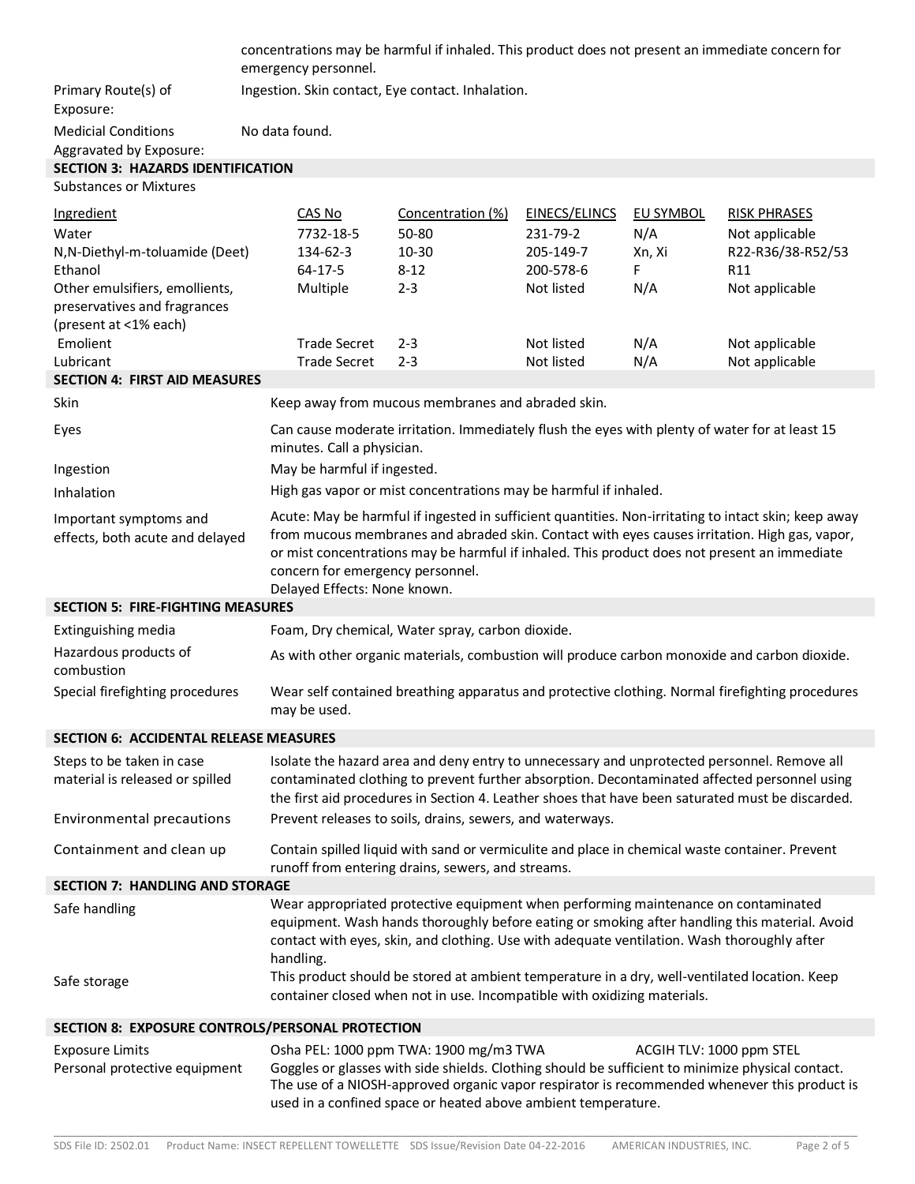| | |
|---|---|
| | concentrations may be harmful if inhaled. This product does not present an immediate concern for emergency personnel. |
| Primary Route(s) of Exposure: | Ingestion. Skin contact, Eye contact. Inhalation. |
| Medicial Conditions Aggravated by Exposure: | No data found. |

## SECTION 3: HAZARDS IDENTIFICATION

Substances or Mixtures

| Ingredient | CAS No | Concentration (%) | EINECS/ELINCS | EU SYMBOL | RISK PHRASES |
|---|---|---|---|---|---|
| Water | 7732-18-5 | 50-80 | 231-79-2 | N/A | Not applicable |
| N,N-Diethyl-m-toluamide (Deet) | 134-62-3 | 10-30 | 205-149-7 | Xn, Xi | R22-R36/38-R52/53 |
| Ethanol | 64-17-5 | 8-12 | 200-578-6 | F | R11 |
| Other emulsifiers, emollients, preservatives and fragrances (present at <1% each) | Multiple | 2-3 | Not listed | N/A | Not applicable |
| Emolient | Trade Secret | 2-3 | Not listed | N/A | Not applicable |
| Lubricant | Trade Secret | 2-3 | Not listed | N/A | Not applicable |

## SECTION 4: FIRST AID MEASURES

| | |
|---|---|
| Skin | Keep away from mucous membranes and abraded skin. |
| Eyes | Can cause moderate irritation. Immediately flush the eyes with plenty of water for at least 15 minutes. Call a physician. |
| Ingestion | May be harmful if ingested. |
| Inhalation | High gas vapor or mist concentrations may be harmful if inhaled. |
| Important symptoms and effects, both acute and delayed | Acute: May be harmful if ingested in sufficient quantities. Non-irritating to intact skin; keep away from mucous membranes and abraded skin. Contact with eyes causes irritation. High gas, vapor, or mist concentrations may be harmful if inhaled. This product does not present an immediate concern for emergency personnel.<br>Delayed Effects: None known. |

## SECTION 5: FIRE-FIGHTING MEASURES

| | |
|---|---|
| Extinguishing media | Foam, Dry chemical, Water spray, carbon dioxide. |
| Hazardous products of combustion | As with other organic materials, combustion will produce carbon monoxide and carbon dioxide. |
| Special firefighting procedures | Wear self contained breathing apparatus and protective clothing. Normal firefighting procedures may be used. |

## SECTION 6: ACCIDENTAL RELEASE MEASURES

| | |
|---|---|
| Steps to be taken in case material is released or spilled | Isolate the hazard area and deny entry to unnecessary and unprotected personnel. Remove all contaminated clothing to prevent further absorption. Decontaminated affected personnel using the first aid procedures in Section 4. Leather shoes that have been saturated must be discarded. |
| Environmental precautions | Prevent releases to soils, drains, sewers, and waterways. |
| Containment and clean up | Contain spilled liquid with sand or vermiculite and place in chemical waste container. Prevent runoff from entering drains, sewers, and streams. |

## SECTION 7: HANDLING AND STORAGE

| | |
|---|---|
| Safe handling | Wear appropriated protective equipment when performing maintenance on contaminated equipment. Wash hands thoroughly before eating or smoking after handling this material. Avoid contact with eyes, skin, and clothing. Use with adequate ventilation. Wash thoroughly after handling. |
| Safe storage | This product should be stored at ambient temperature in a dry, well-ventilated location. Keep container closed when not in use. Incompatible with oxidizing materials. |

## SECTION 8: EXPOSURE CONTROLS/PERSONAL PROTECTION

| | |
|---|---|
| Exposure Limits | Osha PEL: 1000 ppm TWA: 1900 mg/m3 TWA    ACGIH TLV: 1000 ppm STEL |
| Personal protective equipment | Goggles or glasses with side shields. Clothing should be sufficient to minimize physical contact. The use of a NIOSH-approved organic vapor respirator is recommended whenever this product is used in a confined space or heated above ambient temperature. |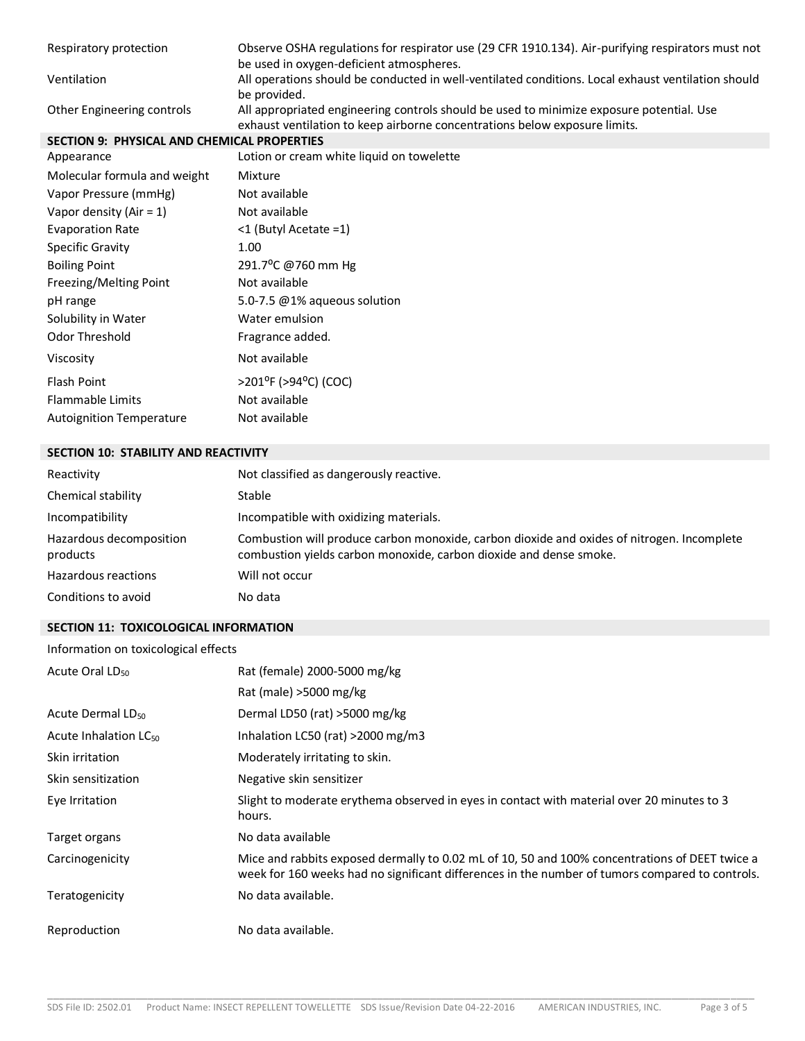| | |
|---|---|
| Respiratory protection | Observe OSHA regulations for respirator use (29 CFR 1910.134). Air-purifying respirators must not be used in oxygen-deficient atmospheres. |
| Ventilation | All operations should be conducted in well-ventilated conditions. Local exhaust ventilation should be provided. |
| Other Engineering controls | All appropriated engineering controls should be used to minimize exposure potential. Use exhaust ventilation to keep airborne concentrations below exposure limits. |

## SECTION 9: PHYSICAL AND CHEMICAL PROPERTIES

| | |
|---|---|
| Appearance | Lotion or cream white liquid on towelette |
| Molecular formula and weight | Mixture |
| Vapor Pressure (mmHg) | Not available |
| Vapor density (Air = 1) | Not available |
| Evaporation Rate | <1 (Butyl Acetate =1) |
| Specific Gravity | 1.00 |
| Boiling Point | 291.7°C @760 mm Hg |
| Freezing/Melting Point | Not available |
| pH range | 5.0-7.5 @1% aqueous solution |
| Solubility in Water | Water emulsion |
| Odor Threshold | Fragrance added. |
| Viscosity | Not available |
| Flash Point | >201°F (>94°C) (COC) |
| Flammable Limits | Not available |
| Autoignition Temperature | Not available |

## SECTION 10: STABILITY AND REACTIVITY

| | |
|---|---|
| Reactivity | Not classified as dangerously reactive. |
| Chemical stability | Stable |
| Incompatibility | Incompatible with oxidizing materials. |
| Hazardous decomposition products | Combustion will produce carbon monoxide, carbon dioxide and oxides of nitrogen. Incomplete combustion yields carbon monoxide, carbon dioxide and dense smoke. |
| Hazardous reactions | Will not occur |
| Conditions to avoid | No data |

## SECTION 11: TOXICOLOGICAL INFORMATION

Information on toxicological effects

| | |
|---|---|
| Acute Oral $LD_{50}$ | Rat (female) 2000-5000 mg/kg |
| | Rat (male) >5000 mg/kg |
| Acute Dermal $LD_{50}$ | Dermal LD50 (rat) >5000 mg/kg |
| Acute Inhalation $LC_{50}$ | Inhalation LC50 (rat) >2000 mg/m3 |
| Skin irritation | Moderately irritating to skin. |
| Skin sensitization | Negative skin sensitizer |
| Eye Irritation | Slight to moderate erythema observed in eyes in contact with material over 20 minutes to 3 hours. |
| Target organs | No data available |
| Carcinogenicity | Mice and rabbits exposed dermally to 0.02 mL of 10, 50 and 100% concentrations of DEET twice a week for 160 weeks had no significant differences in the number of tumors compared to controls. |
| Teratogenicity | No data available. |
| Reproduction | No data available. |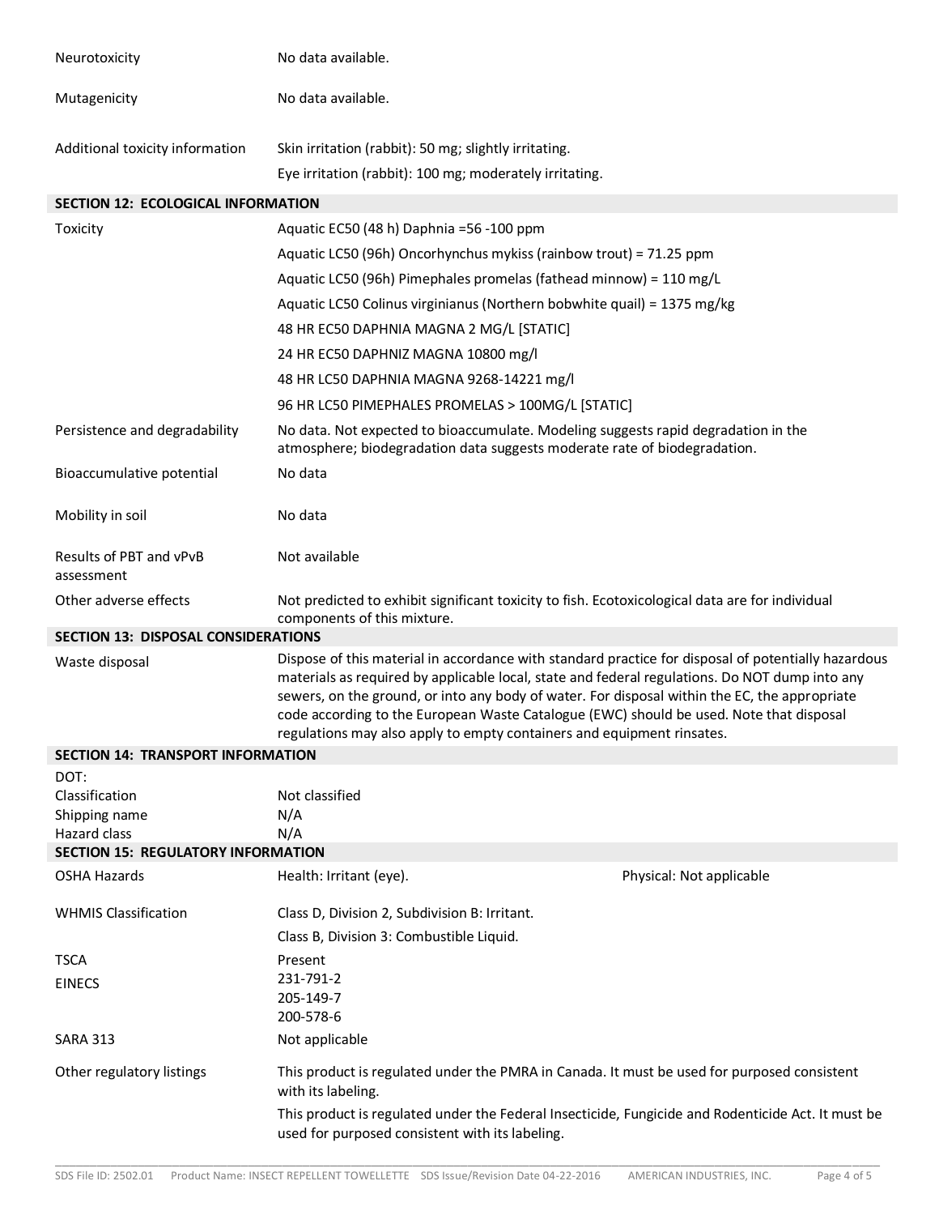| | |
|---|---|
| Neurotoxicity | No data available. |
| Mutagenicity | No data available. |
| Additional toxicity information | Skin irritation (rabbit): 50 mg; slightly irritating.<br>Eye irritation (rabbit): 100 mg; moderately irritating. |

## SECTION 12: ECOLOGICAL INFORMATION

| | |
|---|---|
| Toxicity | Aquatic EC50 (48 h) Daphnia =56 -100 ppm<br>Aquatic LC50 (96h) Oncorhynchus mykiss (rainbow trout) = 71.25 ppm<br>Aquatic LC50 (96h) Pimephales promelas (fathead minnow) = 110 mg/L<br>Aquatic LC50 Colinus virginianus (Northern bobwhite quail) = 1375 mg/kg<br>48 HR EC50 DAPHNIA MAGNA 2 MG/L [STATIC]<br>24 HR EC50 DAPHNIZ MAGNA 10800 mg/l<br>48 HR LC50 DAPHNIA MAGNA 9268-14221 mg/l<br>96 HR LC50 PIMEPHALES PROMELAS > 100MG/L [STATIC] |
| Persistence and degradability | No data. Not expected to bioaccumulate. Modeling suggests rapid degradation in the atmosphere; biodegradation data suggests moderate rate of biodegradation. |
| Bioaccumulative potential | No data |
| Mobility in soil | No data |
| Results of PBT and vPvB assessment | Not available |
| Other adverse effects | Not predicted to exhibit significant toxicity to fish. Ecotoxicological data are for individual components of this mixture. |

## SECTION 13: DISPOSAL CONSIDERATIONS

| | |
|---|---|
| Waste disposal | Dispose of this material in accordance with standard practice for disposal of potentially hazardous materials as required by applicable local, state and federal regulations. Do NOT dump into any sewers, on the ground, or into any body of water. For disposal within the EC, the appropriate code according to the European Waste Catalogue (EWC) should be used. Note that disposal regulations may also apply to empty containers and equipment rinsates. |

## SECTION 14: TRANSPORT INFORMATION

DOT:

| | |
|---|---|
| Classification | Not classified |
| Shipping name | N/A |
| Hazard class | N/A |

## SECTION 15: REGULATORY INFORMATION

| | | |
|---|---|---|
| OSHA Hazards | Health: Irritant (eye). | Physical: Not applicable |
| WHMIS Classification | Class D, Division 2, Subdivision B: Irritant.<br>Class B, Division 3: Combustible Liquid. | |
| TSCA | Present | |
| EINECS | 231-791-2<br>205-149-7<br>200-578-6 | |
| SARA 313 | Not applicable | |
| Other regulatory listings | This product is regulated under the PMRA in Canada. It must be used for purposed consistent with its labeling.<br>This product is regulated under the Federal Insecticide, Fungicide and Rodenticide Act. It must be used for purposed consistent with its labeling. | |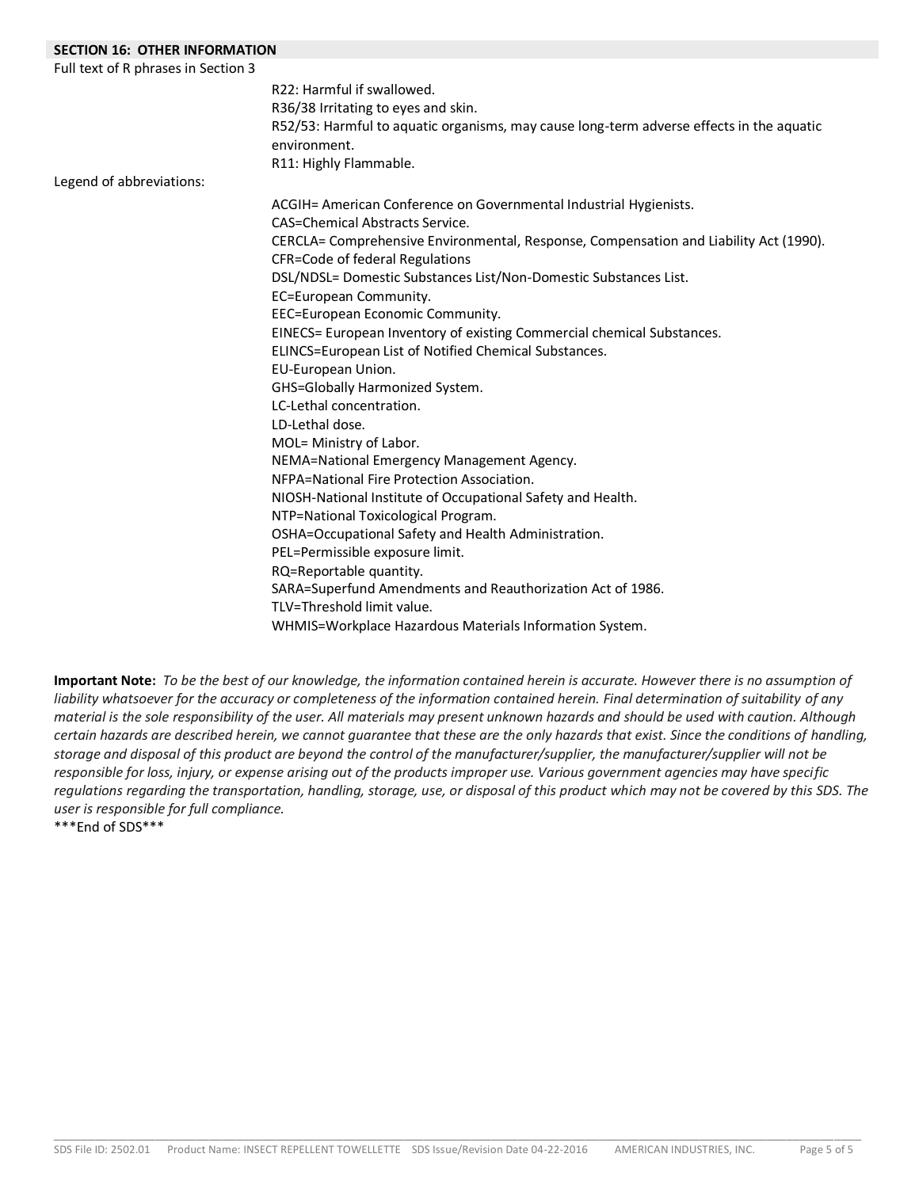## SECTION 16: OTHER INFORMATION

Full text of R phrases in Section 3

R22: Harmful if swallowed.
R36/38 Irritating to eyes and skin.
R52/53: Harmful to aquatic organisms, may cause long-term adverse effects in the aquatic environment.
R11: Highly Flammable.

Legend of abbreviations:

ACGIH= American Conference on Governmental Industrial Hygienists.
CAS=Chemical Abstracts Service.
CERCLA= Comprehensive Environmental, Response, Compensation and Liability Act (1990).
CFR=Code of federal Regulations
DSL/NDSL= Domestic Substances List/Non-Domestic Substances List.
EC=European Community.
EEC=European Economic Community.
EINECS= European Inventory of existing Commercial chemical Substances.
ELINCS=European List of Notified Chemical Substances.
EU-European Union.
GHS=Globally Harmonized System.
LC-Lethal concentration.
LD-Lethal dose.
MOL= Ministry of Labor.
NEMA=National Emergency Management Agency.
NFPA=National Fire Protection Association.
NIOSH-National Institute of Occupational Safety and Health.
NTP=National Toxicological Program.
OSHA=Occupational Safety and Health Administration.
PEL=Permissible exposure limit.
RQ=Reportable quantity.
SARA=Superfund Amendments and Reauthorization Act of 1986.
TLV=Threshold limit value.
WHMIS=Workplace Hazardous Materials Information System.

**Important Note:** *To be the best of our knowledge, the information contained herein is accurate. However there is no assumption of liability whatsoever for the accuracy or completeness of the information contained herein. Final determination of suitability of any material is the sole responsibility of the user. All materials may present unknown hazards and should be used with caution. Although certain hazards are described herein, we cannot guarantee that these are the only hazards that exist. Since the conditions of handling, storage and disposal of this product are beyond the control of the manufacturer/supplier, the manufacturer/supplier will not be responsible for loss, injury, or expense arising out of the products improper use. Various government agencies may have specific regulations regarding the transportation, handling, storage, use, or disposal of this product which may not be covered by this SDS. The user is responsible for full compliance.*

***End of SDS***